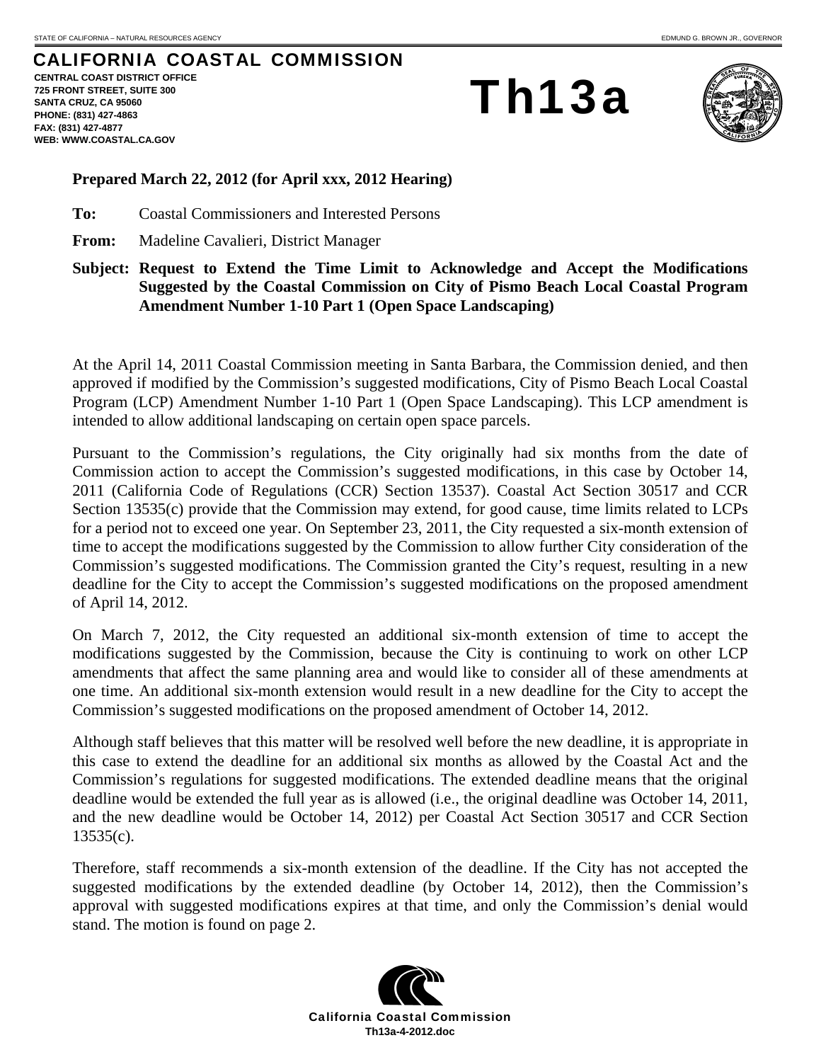STATE OF CALIFORNIA – NATURAL RESOURCES AGENCY

EDMUND G. BROWN JR., GOVERNOR

# CALIFORNIA COASTAL COMMISSION

**CENTRAL COAST DISTRICT OFFICE**
**725 FRONT STREET, SUITE 300**
**SANTA CRUZ, CA 95060**
**PHONE: (831) 427-4863**
**FAX: (831) 427-4877**
**WEB: WWW.COASTAL.CA.GOV**

# Th13a

**Prepared March 22, 2012 (for April xxx, 2012 Hearing)**

**To:** Coastal Commissioners and Interested Persons

**From:** Madeline Cavalieri, District Manager

**Subject: Request to Extend the Time Limit to Acknowledge and Accept the Modifications Suggested by the Coastal Commission on City of Pismo Beach Local Coastal Program Amendment Number 1-10 Part 1 (Open Space Landscaping)**

At the April 14, 2011 Coastal Commission meeting in Santa Barbara, the Commission denied, and then approved if modified by the Commission's suggested modifications, City of Pismo Beach Local Coastal Program (LCP) Amendment Number 1-10 Part 1 (Open Space Landscaping). This LCP amendment is intended to allow additional landscaping on certain open space parcels.

Pursuant to the Commission's regulations, the City originally had six months from the date of Commission action to accept the Commission's suggested modifications, in this case by October 14, 2011 (California Code of Regulations (CCR) Section 13537). Coastal Act Section 30517 and CCR Section 13535(c) provide that the Commission may extend, for good cause, time limits related to LCPs for a period not to exceed one year. On September 23, 2011, the City requested a six-month extension of time to accept the modifications suggested by the Commission to allow further City consideration of the Commission's suggested modifications. The Commission granted the City's request, resulting in a new deadline for the City to accept the Commission's suggested modifications on the proposed amendment of April 14, 2012.

On March 7, 2012, the City requested an additional six-month extension of time to accept the modifications suggested by the Commission, because the City is continuing to work on other LCP amendments that affect the same planning area and would like to consider all of these amendments at one time. An additional six-month extension would result in a new deadline for the City to accept the Commission's suggested modifications on the proposed amendment of October 14, 2012.

Although staff believes that this matter will be resolved well before the new deadline, it is appropriate in this case to extend the deadline for an additional six months as allowed by the Coastal Act and the Commission's regulations for suggested modifications. The extended deadline means that the original deadline would be extended the full year as is allowed (i.e., the original deadline was October 14, 2011, and the new deadline would be October 14, 2012) per Coastal Act Section 30517 and CCR Section 13535(c).

Therefore, staff recommends a six-month extension of the deadline. If the City has not accepted the suggested modifications by the extended deadline (by October 14, 2012), then the Commission's approval with suggested modifications expires at that time, and only the Commission's denial would stand. The motion is found on page 2.

**California Coastal Commission**
**Th13a-4-2012.doc**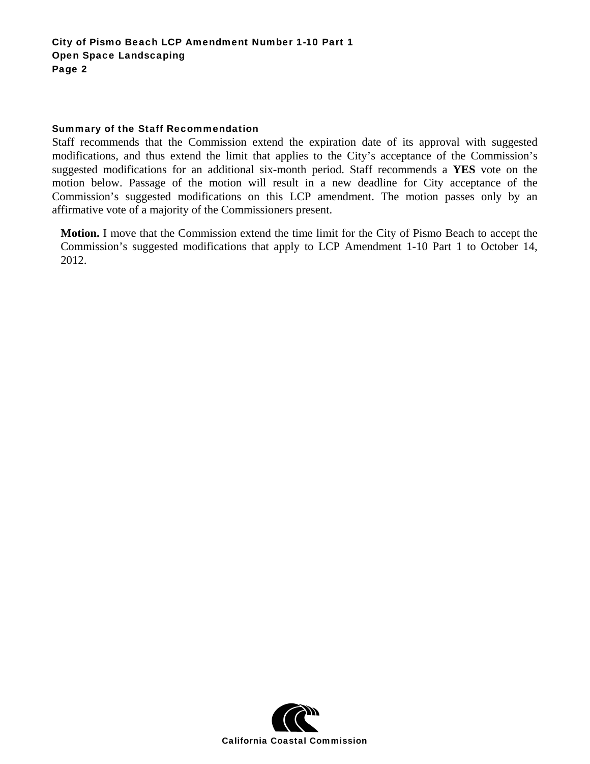### Summary of the Staff Recommendation

Staff recommends that the Commission extend the expiration date of its approval with suggested modifications, and thus extend the limit that applies to the City's acceptance of the Commission's suggested modifications for an additional six-month period. Staff recommends a **YES** vote on the motion below. Passage of the motion will result in a new deadline for City acceptance of the Commission's suggested modifications on this LCP amendment. The motion passes only by an affirmative vote of a majority of the Commissioners present.

> **Motion.** I move that the Commission extend the time limit for the City of Pismo Beach to accept the Commission's suggested modifications that apply to LCP Amendment 1-10 Part 1 to October 14, 2012.